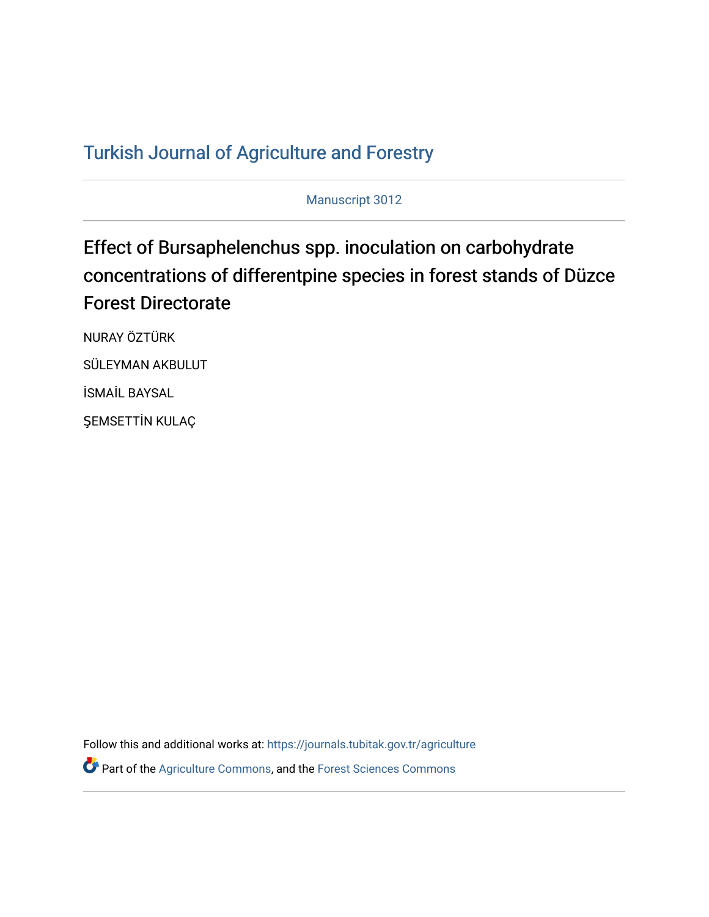# Turkish Journal of Agriculture and Forestry

Manuscript 3012

## Effect of Bursaphelenchus spp. inoculation on carbohydrate concentrations of differentpine species in forest stands of Düzce Forest Directorate

NURAY ÖZTÜRK

SÜLEYMAN AKBULUT

İSMAİL BAYSAL

ŞEMSETTİN KULAÇ

Follow this and additional works at: https://journals.tubitak.gov.tr/agriculture

Part of the Agriculture Commons, and the Forest Sciences Commons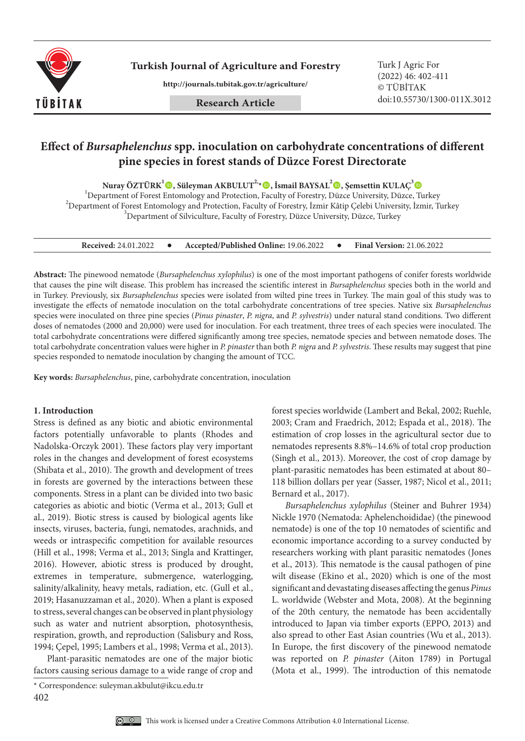# Effect of *Bursaphelenchus* spp. inoculation on carbohydrate concentrations of different pine species in forest stands of Düzce Forest Directorate

**Nuray ÖZTÜRK**[1], **Süleyman AKBULUT**[2,*], **İsmail BAYSAL**[2], **Şemsettin KULAÇ**[3]

[1]Department of Forest Entomology and Protection, Faculty of Forestry, Düzce University, Düzce, Turkey
[2]Department of Forest Entomology and Protection, Faculty of Forestry, İzmir Kâtip Çelebi University, İzmir, Turkey
[3]Department of Silviculture, Faculty of Forestry, Düzce University, Düzce, Turkey

**Received:** 24.01.2022 • **Accepted/Published Online:** 19.06.2022 • **Final Version:** 21.06.2022

**Abstract:** The pinewood nematode (*Bursaphelenchus xylophilus*) is one of the most important pathogens of conifer forests worldwide that causes the pine wilt disease. This problem has increased the scientific interest in *Bursaphelenchus* species both in the world and in Turkey. Previously, six *Bursaphelenchus* species were isolated from wilted pine trees in Turkey. The main goal of this study was to investigate the effects of nematode inoculation on the total carbohydrate concentrations of tree species. Native six *Bursaphelenchus* species were inoculated on three pine species (*Pinus pinaster*, *P. nigra*, and *P. sylvestris*) under natural stand conditions. Two different doses of nematodes (2000 and 20,000) were used for inoculation. For each treatment, three trees of each species were inoculated. The total carbohydrate concentrations were differed significantly among tree species, nematode species and between nematode doses. The total carbohydrate concentration values were higher in *P. pinaster* than both *P. nigra* and *P. sylvestris*. These results may suggest that pine species responded to nematode inoculation by changing the amount of TCC.

**Key words:** *Bursaphelenchus*, pine, carbohydrate concentration, inoculation

## 1. Introduction

Stress is defined as any biotic and abiotic environmental factors potentially unfavorable to plants (Rhodes and Nadolska-Orczyk 2001). These factors play very important roles in the changes and development of forest ecosystems (Shibata et al., 2010). The growth and development of trees in forests are governed by the interactions between these components. Stress in a plant can be divided into two basic categories as abiotic and biotic (Verma et al., 2013; Gull et al., 2019). Biotic stress is caused by biological agents like insects, viruses, bacteria, fungi, nematodes, arachnids, and weeds or intraspecific competition for available resources (Hill et al., 1998; Verma et al., 2013; Singla and Krattinger, 2016). However, abiotic stress is produced by drought, extremes in temperature, submergence, waterlogging, salinity/alkalinity, heavy metals, radiation, etc. (Gull et al., 2019; Hasanuzzaman et al., 2020). When a plant is exposed to stress, several changes can be observed in plant physiology such as water and nutrient absorption, photosynthesis, respiration, growth, and reproduction (Salisbury and Ross, 1994; Çepel, 1995; Lambers et al., 1998; Verma et al., 2013).

Plant-parasitic nematodes are one of the major biotic factors causing serious damage to a wide range of crop and forest species worldwide (Lambert and Bekal, 2002; Ruehle, 2003; Cram and Fraedrich, 2012; Espada et al., 2018). The estimation of crop losses in the agricultural sector due to nematodes represents 8.8%–14.6% of total crop production (Singh et al., 2013). Moreover, the cost of crop damage by plant-parasitic nematodes has been estimated at about 80–118 billion dollars per year (Sasser, 1987; Nicol et al., 2011; Bernard et al., 2017).

*Bursaphelenchus xylophilus* (Steiner and Buhrer 1934) Nickle 1970 (Nematoda: Aphelenchoididae) (the pinewood nematode) is one of the top 10 nematodes of scientific and economic importance according to a survey conducted by researchers working with plant parasitic nematodes (Jones et al., 2013). This nematode is the causal pathogen of pine wilt disease (Ekino et al., 2020) which is one of the most significant and devastating diseases affecting the genus *Pinus* L. worldwide (Webster and Mota, 2008). At the beginning of the 20th century, the nematode has been accidentally introduced to Japan via timber exports (EPPO, 2013) and also spread to other East Asian countries (Wu et al., 2013). In Europe, the first discovery of the pinewood nematode was reported on *P. pinaster* (Aiton 1789) in Portugal (Mota et al., 1999). The introduction of this nematode

\* Correspondence: suleyman.akbulut@ikcu.edu.tr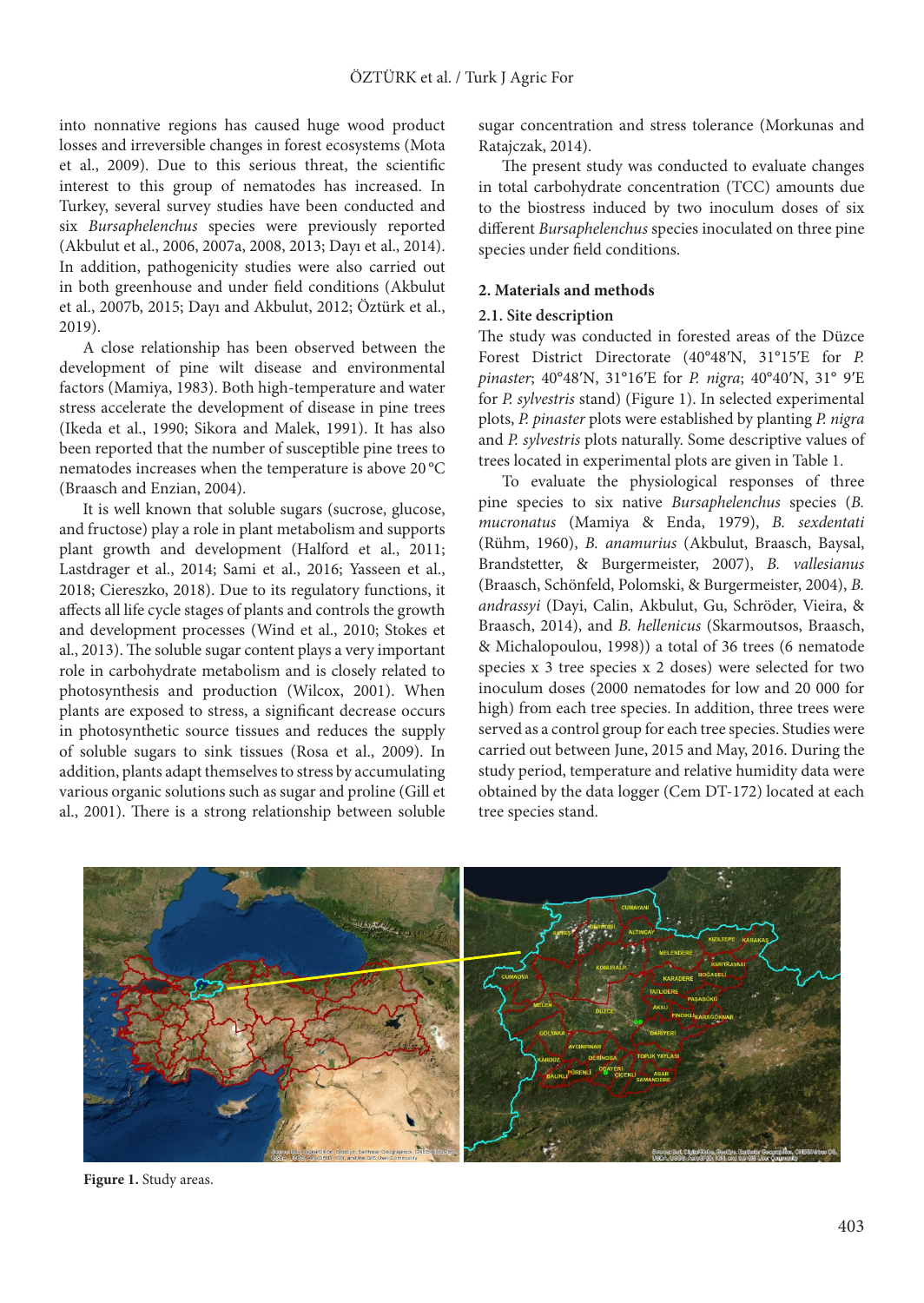into nonnative regions has caused huge wood product losses and irreversible changes in forest ecosystems (Mota et al., 2009). Due to this serious threat, the scientific interest to this group of nematodes has increased. In Turkey, several survey studies have been conducted and six *Bursaphelenchus* species were previously reported (Akbulut et al., 2006, 2007a, 2008, 2013; Dayı et al., 2014). In addition, pathogenicity studies were also carried out in both greenhouse and under field conditions (Akbulut et al., 2007b, 2015; Dayı and Akbulut, 2012; Öztürk et al., 2019).

A close relationship has been observed between the development of pine wilt disease and environmental factors (Mamiya, 1983). Both high-temperature and water stress accelerate the development of disease in pine trees (Ikeda et al., 1990; Sikora and Malek, 1991). It has also been reported that the number of susceptible pine trees to nematodes increases when the temperature is above 20 °C (Braasch and Enzian, 2004).

It is well known that soluble sugars (sucrose, glucose, and fructose) play a role in plant metabolism and supports plant growth and development (Halford et al., 2011; Lastdrager et al., 2014; Sami et al., 2016; Yasseen et al., 2018; Ciereszko, 2018). Due to its regulatory functions, it affects all life cycle stages of plants and controls the growth and development processes (Wind et al., 2010; Stokes et al., 2013). The soluble sugar content plays a very important role in carbohydrate metabolism and is closely related to photosynthesis and production (Wilcox, 2001). When plants are exposed to stress, a significant decrease occurs in photosynthetic source tissues and reduces the supply of soluble sugars to sink tissues (Rosa et al., 2009). In addition, plants adapt themselves to stress by accumulating various organic solutions such as sugar and proline (Gill et al., 2001). There is a strong relationship between soluble sugar concentration and stress tolerance (Morkunas and Ratajczak, 2014).

The present study was conducted to evaluate changes in total carbohydrate concentration (TCC) amounts due to the biostress induced by two inoculum doses of six different *Bursaphelenchus* species inoculated on three pine species under field conditions.

## 2. Materials and methods

### 2.1. Site description

The study was conducted in forested areas of the Düzce Forest District Directorate (40°48′N, 31°15′E for *P. pinaster*; 40°48′N, 31°16′E for *P. nigra*; 40°40′N, 31° 9′E for *P. sylvestris* stand) (Figure 1). In selected experimental plots, *P. pinaster* plots were established by planting *P. nigra* and *P. sylvestris* plots naturally. Some descriptive values of trees located in experimental plots are given in Table 1.

To evaluate the physiological responses of three pine species to six native *Bursaphelenchus* species (*B. mucronatus* (Mamiya & Enda, 1979), *B. sexdentati* (Rühm, 1960), *B. anamurius* (Akbulut, Braasch, Baysal, Brandstetter, & Burgermeister, 2007), *B. vallesianus* (Braasch, Schönfeld, Polomski, & Burgermeister, 2004), *B. andrassyi* (Dayi, Calin, Akbulut, Gu, Schröder, Vieira, & Braasch, 2014), and *B. hellenicus* (Skarmoutsos, Braasch, & Michalopoulou, 1998)) a total of 36 trees (6 nematode species x 3 tree species x 2 doses) were selected for two inoculum doses (2000 nematodes for low and 20 000 for high) from each tree species. In addition, three trees were served as a control group for each tree species. Studies were carried out between June, 2015 and May, 2016. During the study period, temperature and relative humidity data were obtained by the data logger (Cem DT-172) located at each tree species stand.

**Figure 1.** Study areas.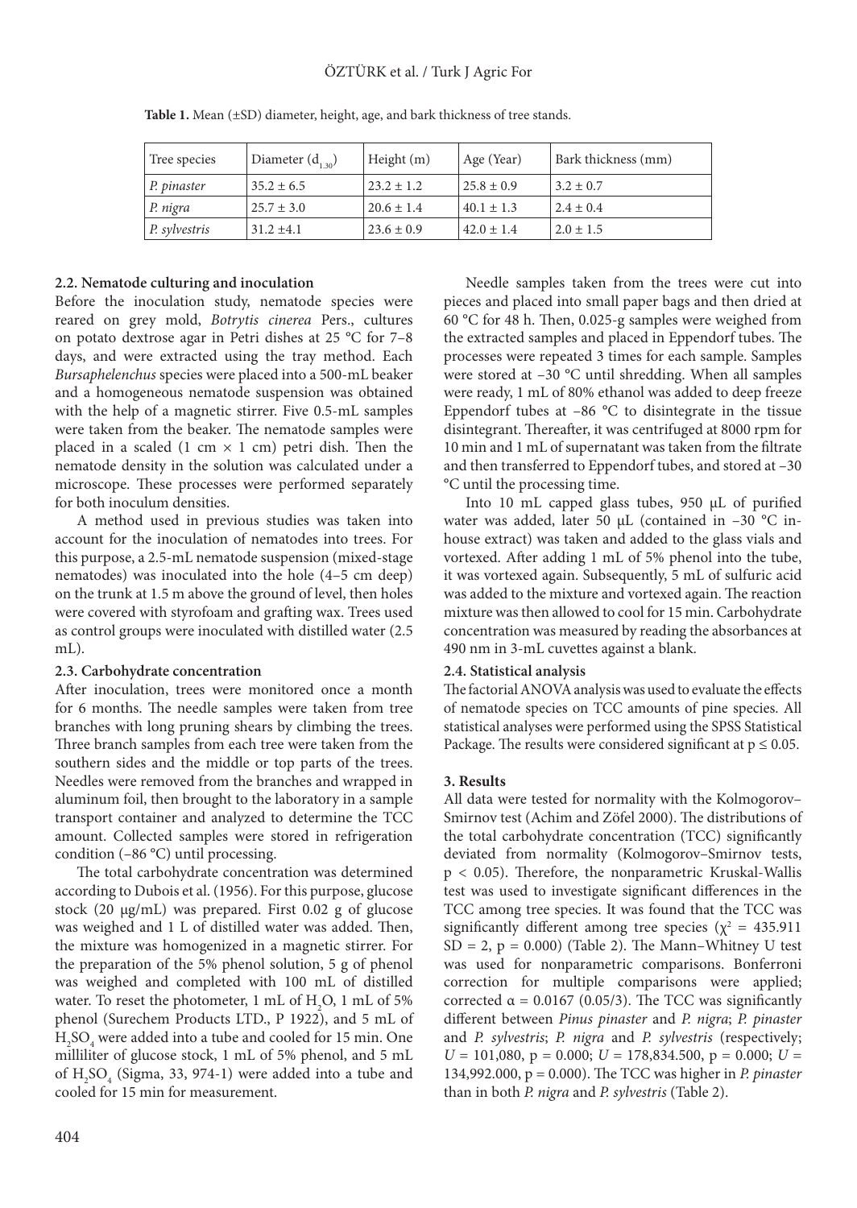**Table 1.** Mean (±SD) diameter, height, age, and bark thickness of tree stands.

| Tree species | Diameter ($d_{1.30}$) | Height (m) | Age (Year) | Bark thickness (mm) |
|---|---|---|---|---|
| *P. pinaster* | 35.2 ± 6.5 | 23.2 ± 1.2 | 25.8 ± 0.9 | 3.2 ± 0.7 |
| *P. nigra* | 25.7 ± 3.0 | 20.6 ± 1.4 | 40.1 ± 1.3 | 2.4 ± 0.4 |
| *P. sylvestris* | 31.2 ±4.1 | 23.6 ± 0.9 | 42.0 ± 1.4 | 2.0 ± 1.5 |

### 2.2. Nematode culturing and inoculation

Before the inoculation study, nematode species were reared on grey mold, *Botrytis cinerea* Pers., cultures on potato dextrose agar in Petri dishes at 25 °C for 7–8 days, and were extracted using the tray method. Each *Bursaphelenchus* species were placed into a 500-mL beaker and a homogeneous nematode suspension was obtained with the help of a magnetic stirrer. Five 0.5-mL samples were taken from the beaker. The nematode samples were placed in a scaled (1 cm × 1 cm) petri dish. Then the nematode density in the solution was calculated under a microscope. These processes were performed separately for both inoculum densities.

A method used in previous studies was taken into account for the inoculation of nematodes into trees. For this purpose, a 2.5-mL nematode suspension (mixed-stage nematodes) was inoculated into the hole (4–5 cm deep) on the trunk at 1.5 m above the ground of level, then holes were covered with styrofoam and grafting wax. Trees used as control groups were inoculated with distilled water (2.5 mL).

### 2.3. Carbohydrate concentration

After inoculation, trees were monitored once a month for 6 months. The needle samples were taken from tree branches with long pruning shears by climbing the trees. Three branch samples from each tree were taken from the southern sides and the middle or top parts of the trees. Needles were removed from the branches and wrapped in aluminum foil, then brought to the laboratory in a sample transport container and analyzed to determine the TCC amount. Collected samples were stored in refrigeration condition (–86 °C) until processing.

The total carbohydrate concentration was determined according to Dubois et al. (1956). For this purpose, glucose stock (20 µg/mL) was prepared. First 0.02 g of glucose was weighed and 1 L of distilled water was added. Then, the mixture was homogenized in a magnetic stirrer. For the preparation of the 5% phenol solution, 5 g of phenol was weighed and completed with 100 mL of distilled water. To reset the photometer, 1 mL of $H_2O$, 1 mL of 5% phenol (Surechem Products LTD., P 1922), and 5 mL of $H_2SO_4$ were added into a tube and cooled for 15 min. One milliliter of glucose stock, 1 mL of 5% phenol, and 5 mL of $H_2SO_4$ (Sigma, 33, 974-1) were added into a tube and cooled for 15 min for measurement.

Needle samples taken from the trees were cut into pieces and placed into small paper bags and then dried at 60 °C for 48 h. Then, 0.025-g samples were weighed from the extracted samples and placed in Eppendorf tubes. The processes were repeated 3 times for each sample. Samples were stored at –30 °C until shredding. When all samples were ready, 1 mL of 80% ethanol was added to deep freeze Eppendorf tubes at –86 °C to disintegrate in the tissue disintegrant. Thereafter, it was centrifuged at 8000 rpm for 10 min and 1 mL of supernatant was taken from the filtrate and then transferred to Eppendorf tubes, and stored at –30 °C until the processing time.

Into 10 mL capped glass tubes, 950 µL of purified water was added, later 50 µL (contained in –30 °C in-house extract) was taken and added to the glass vials and vortexed. After adding 1 mL of 5% phenol into the tube, it was vortexed again. Subsequently, 5 mL of sulfuric acid was added to the mixture and vortexed again. The reaction mixture was then allowed to cool for 15 min. Carbohydrate concentration was measured by reading the absorbances at 490 nm in 3-mL cuvettes against a blank.

### 2.4. Statistical analysis

The factorial ANOVA analysis was used to evaluate the effects of nematode species on TCC amounts of pine species. All statistical analyses were performed using the SPSS Statistical Package. The results were considered significant at $p \leq 0.05$.

## 3. Results

All data were tested for normality with the Kolmogorov–Smirnov test (Achim and Zöfel 2000). The distributions of the total carbohydrate concentration (TCC) significantly deviated from normality (Kolmogorov–Smirnov tests, $p < 0.05$). Therefore, the nonparametric Kruskal-Wallis test was used to investigate significant differences in the TCC amount among tree species. It was found that the TCC was significantly different among tree species ($\chi^2 = 435.911$ SD = 2, $p = 0.000$) (Table 2). The Mann–Whitney U test was used for nonparametric comparisons. Bonferroni correction for multiple comparisons were applied; corrected $\alpha = 0.0167$ (0.05/3). The TCC was significantly different between *Pinus pinaster* and *P. nigra*; *P. pinaster* and *P. sylvestris*; *P. nigra* and *P. sylvestris* (respectively; $U = 101{,}080$, $p = 0.000$; $U = 178{,}834.500$, $p = 0.000$; $U = 134{,}992.000$, $p = 0.000$). The TCC was higher in *P. pinaster* than in both *P. nigra* and *P. sylvestris* (Table 2).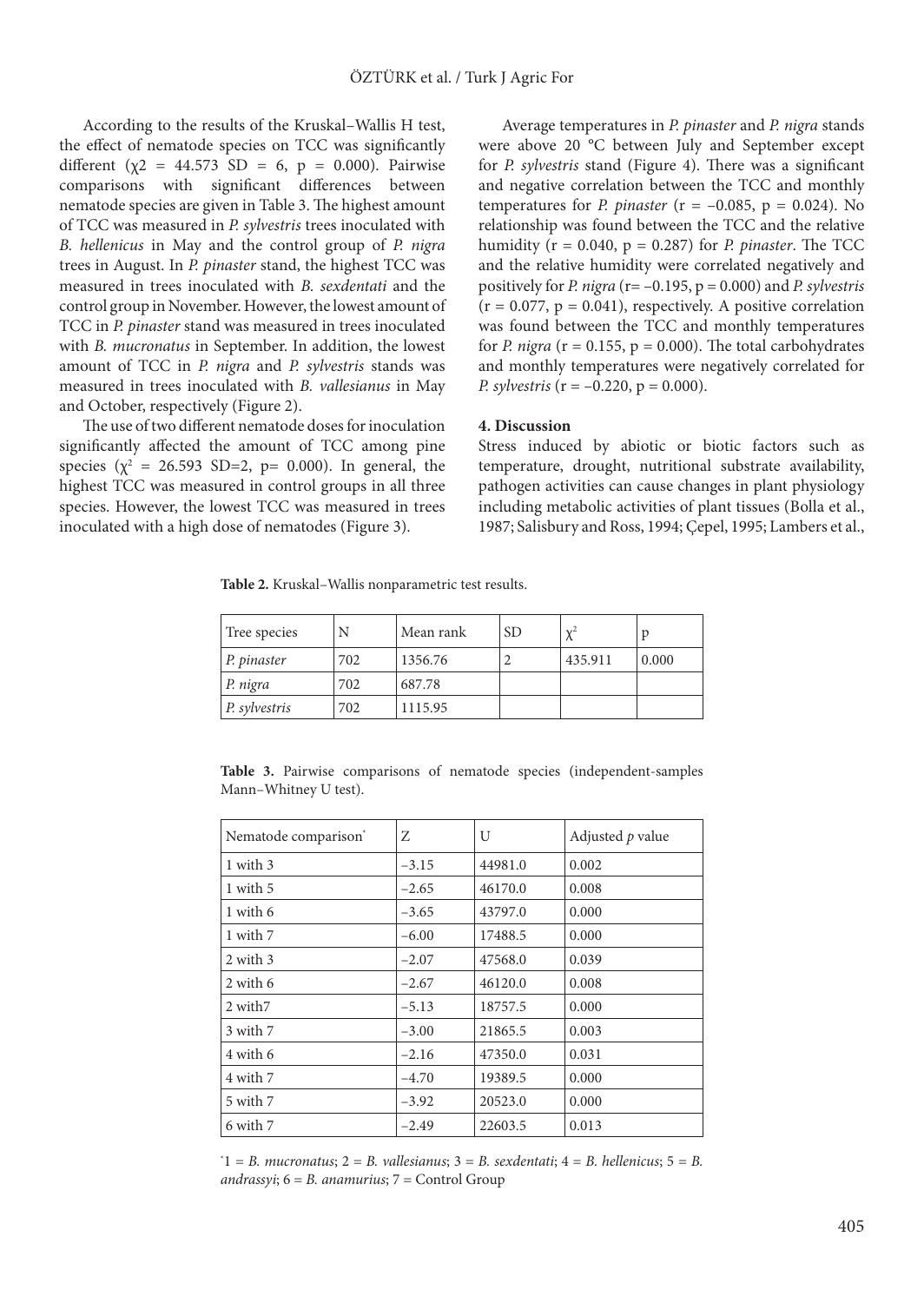According to the results of the Kruskal–Wallis H test, the effect of nematode species on TCC was significantly different ($\chi2$ = 44.573 SD = 6, p = 0.000). Pairwise comparisons with significant differences between nematode species are given in Table 3. The highest amount of TCC was measured in *P. sylvestris* trees inoculated with *B. hellenicus* in May and the control group of *P. nigra* trees in August. In *P. pinaster* stand, the highest TCC was measured in trees inoculated with *B. sexdentati* and the control group in November. However, the lowest amount of TCC in *P. pinaster* stand was measured in trees inoculated with *B. mucronatus* in September. In addition, the lowest amount of TCC in *P. nigra* and *P. sylvestris* stands was measured in trees inoculated with *B. vallesianus* in May and October, respectively (Figure 2).

The use of two different nematode doses for inoculation significantly affected the amount of TCC among pine species ($\chi^2$ = 26.593 SD=2, p= 0.000). In general, the highest TCC was measured in control groups in all three species. However, the lowest TCC was measured in trees inoculated with a high dose of nematodes (Figure 3).

Average temperatures in *P. pinaster* and *P. nigra* stands were above 20 °C between July and September except for *P. sylvestris* stand (Figure 4). There was a significant and negative correlation between the TCC and monthly temperatures for *P. pinaster* (r = –0.085, p = 0.024). No relationship was found between the TCC and the relative humidity (r = 0.040, p = 0.287) for *P. pinaster*. The TCC and the relative humidity were correlated negatively and positively for *P. nigra* (r= –0.195, p = 0.000) and *P. sylvestris* (r = 0.077, p = 0.041), respectively. A positive correlation was found between the TCC and monthly temperatures for *P. nigra* (r = 0.155, p = 0.000). The total carbohydrates and monthly temperatures were negatively correlated for *P. sylvestris* (r = –0.220, p = 0.000).

## 4. Discussion

Stress induced by abiotic or biotic factors such as temperature, drought, nutritional substrate availability, pathogen activities can cause changes in plant physiology including metabolic activities of plant tissues (Bolla et al., 1987; Salisbury and Ross, 1994; Çepel, 1995; Lambers et al.,

**Table 2.** Kruskal–Wallis nonparametric test results.

| Tree species | N | Mean rank | SD | $\chi^2$ | p |
|---|---|---|---|---|---|
| *P. pinaster* | 702 | 1356.76 | 2 | 435.911 | 0.000 |
| *P. nigra* | 702 | 687.78 | | | |
| *P. sylvestris* | 702 | 1115.95 | | | |

**Table 3.** Pairwise comparisons of nematode species (independent-samples Mann–Whitney U test).

| Nematode comparison* | Z | U | Adjusted *p* value |
|---|---|---|---|
| 1 with 3 | –3.15 | 44981.0 | 0.002 |
| 1 with 5 | –2.65 | 46170.0 | 0.008 |
| 1 with 6 | –3.65 | 43797.0 | 0.000 |
| 1 with 7 | –6.00 | 17488.5 | 0.000 |
| 2 with 3 | –2.07 | 47568.0 | 0.039 |
| 2 with 6 | –2.67 | 46120.0 | 0.008 |
| 2 with7 | –5.13 | 18757.5 | 0.000 |
| 3 with 7 | –3.00 | 21865.5 | 0.003 |
| 4 with 6 | –2.16 | 47350.0 | 0.031 |
| 4 with 7 | –4.70 | 19389.5 | 0.000 |
| 5 with 7 | –3.92 | 20523.0 | 0.000 |
| 6 with 7 | –2.49 | 22603.5 | 0.013 |

*1 = *B. mucronatus*; 2 = *B. vallesianus*; 3 = *B. sexdentati*; 4 = *B. hellenicus*; 5 = *B. andrassyi*; 6 = *B. anamurius*; 7 = Control Group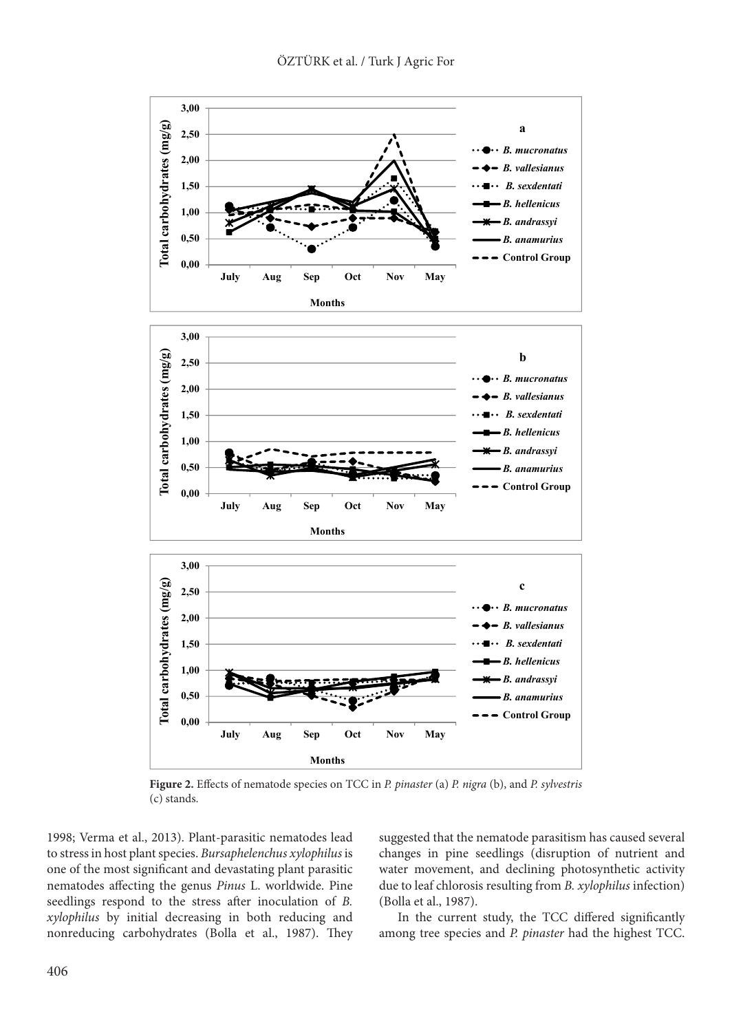**Figure 2.** Effects of nematode species on TCC in *P. pinaster* (a) *P. nigra* (b), and *P. sylvestris* (c) stands.

1998; Verma et al., 2013). Plant-parasitic nematodes lead to stress in host plant species. *Bursaphelenchus xylophilus* is one of the most significant and devastating plant parasitic nematodes affecting the genus *Pinus* L. worldwide. Pine seedlings respond to the stress after inoculation of *B. xylophilus* by initial decreasing in both reducing and nonreducing carbohydrates (Bolla et al., 1987). They suggested that the nematode parasitism has caused several changes in pine seedlings (disruption of nutrient and water movement, and declining photosynthetic activity due to leaf chlorosis resulting from *B. xylophilus* infection) (Bolla et al., 1987).

In the current study, the TCC differed significantly among tree species and *P. pinaster* had the highest TCC.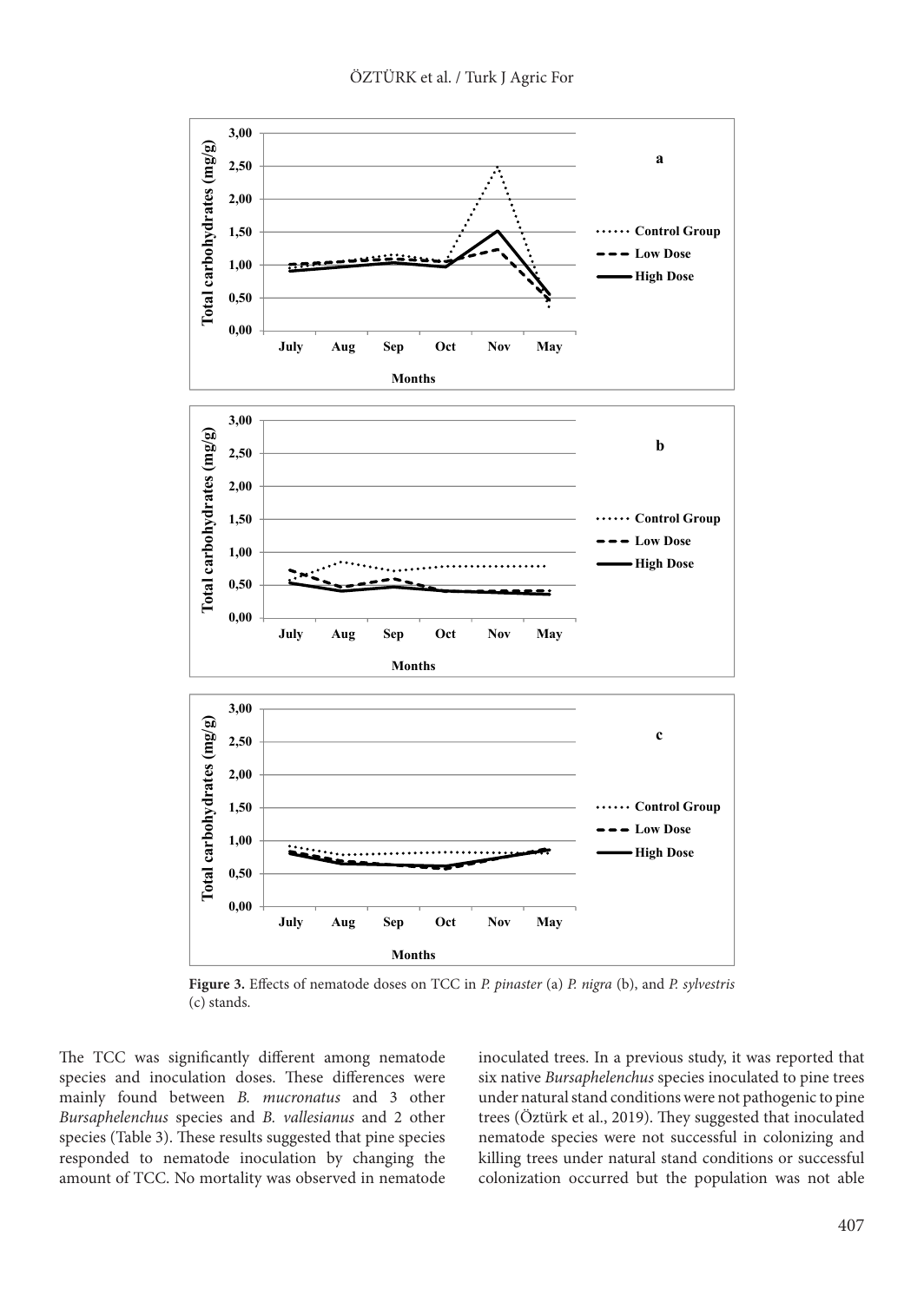**Figure 3.** Effects of nematode doses on TCC in *P. pinaster* (a) *P. nigra* (b), and *P. sylvestris* (c) stands.

The TCC was significantly different among nematode species and inoculation doses. These differences were mainly found between *B. mucronatus* and 3 other *Bursaphelenchus* species and *B. vallesianus* and 2 other species (Table 3). These results suggested that pine species responded to nematode inoculation by changing the amount of TCC. No mortality was observed in nematode inoculated trees. In a previous study, it was reported that six native *Bursaphelenchus* species inoculated to pine trees under natural stand conditions were not pathogenic to pine trees (Öztürk et al., 2019). They suggested that inoculated nematode species were not successful in colonizing and killing trees under natural stand conditions or successful colonization occurred but the population was not able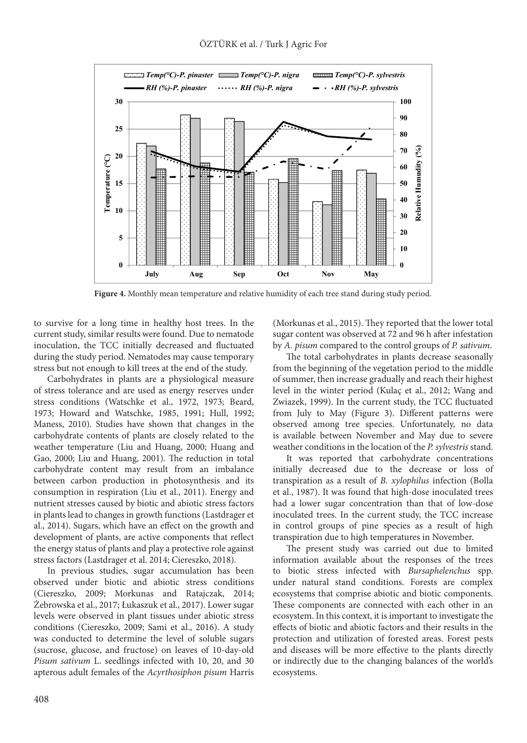**Figure 4.** Monthly mean temperature and relative humidity of each tree stand during study period.

to survive for a long time in healthy host trees. In the current study, similar results were found. Due to nematode inoculation, the TCC initially decreased and fluctuated during the study period. Nematodes may cause temporary stress but not enough to kill trees at the end of the study.

Carbohydrates in plants are a physiological measure of stress tolerance and are used as energy reserves under stress conditions (Watschke et al., 1972, 1973; Beard, 1973; Howard and Watschke, 1985, 1991; Hull, 1992; Maness, 2010). Studies have shown that changes in the carbohydrate contents of plants are closely related to the weather temperature (Liu and Huang, 2000; Huang and Gao, 2000; Liu and Huang, 2001). The reduction in total carbohydrate content may result from an imbalance between carbon production in photosynthesis and its consumption in respiration (Liu et al., 2011). Energy and nutrient stresses caused by biotic and abiotic stress factors in plants lead to changes in growth functions (Lastdrager et al., 2014). Sugars, which have an effect on the growth and development of plants, are active components that reflect the energy status of plants and play a protective role against stress factors (Lastdrager et al. 2014; Ciereszko, 2018).

In previous studies, sugar accumulation has been observed under biotic and abiotic stress conditions (Ciereszko, 2009; Morkunas and Ratajczak, 2014; Żebrowska et al., 2017; Łukaszuk et al., 2017). Lower sugar levels were observed in plant tissues under abiotic stress conditions (Ciereszko, 2009; Sami et al., 2016). A study was conducted to determine the level of soluble sugars (sucrose, glucose, and fructose) on leaves of 10-day-old *Pisum sativum* L. seedlings infected with 10, 20, and 30 apterous adult females of the *Acyrthosiphon pisum* Harris (Morkunas et al., 2015). They reported that the lower total sugar content was observed at 72 and 96 h after infestation by *A. pisum* compared to the control groups of *P. sativum*.

The total carbohydrates in plants decrease seasonally from the beginning of the vegetation period to the middle of summer, then increase gradually and reach their highest level in the winter period (Kulaç et al., 2012; Wang and Zwiazek, 1999). In the current study, the TCC fluctuated from July to May (Figure 3). Different patterns were observed among tree species. Unfortunately, no data is available between November and May due to severe weather conditions in the location of the *P. sylvestris* stand.

It was reported that carbohydrate concentrations initially decreased due to the decrease or loss of transpiration as a result of *B. xylophilus* infection (Bolla et al., 1987). It was found that high-dose inoculated trees had a lower sugar concentration than that of low-dose inoculated trees. In the current study, the TCC increase in control groups of pine species as a result of high transpiration due to high temperatures in November.

The present study was carried out due to limited information available about the responses of the trees to biotic stress infected with *Bursaphelenchus* spp. under natural stand conditions. Forests are complex ecosystems that comprise abiotic and biotic components. These components are connected with each other in an ecosystem. In this context, it is important to investigate the effects of biotic and abiotic factors and their results in the protection and utilization of forested areas. Forest pests and diseases will be more effective to the plants directly or indirectly due to the changing balances of the world's ecosystems.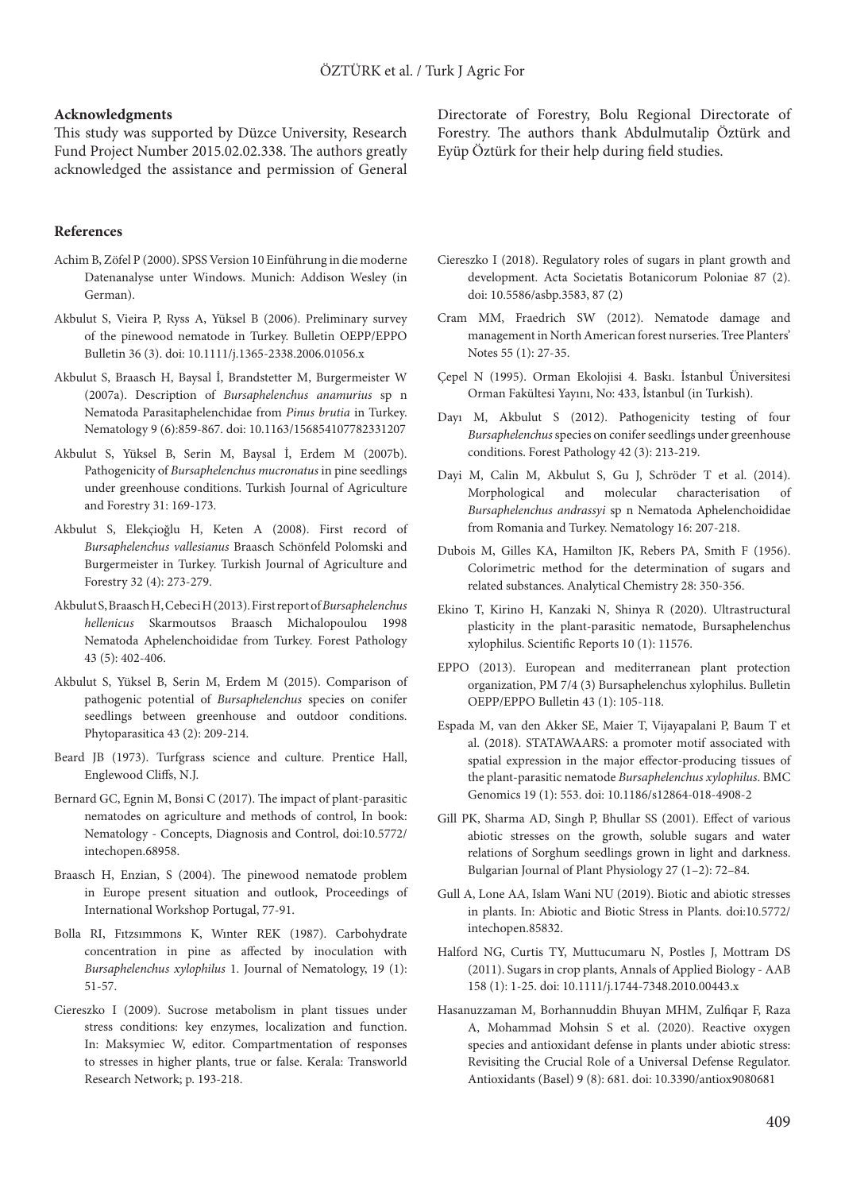## Acknowledgments

This study was supported by Düzce University, Research Fund Project Number 2015.02.02.338. The authors greatly acknowledged the assistance and permission of General Directorate of Forestry, Bolu Regional Directorate of Forestry. The authors thank Abdulmutalip Öztürk and Eyüp Öztürk for their help during field studies.

## References

Achim B, Zöfel P (2000). SPSS Version 10 Einführung in die moderne Datenanalyse unter Windows. Munich: Addison Wesley (in German).

Akbulut S, Vieira P, Ryss A, Yüksel B (2006). Preliminary survey of the pinewood nematode in Turkey. Bulletin OEPP/EPPO Bulletin 36 (3). doi: 10.1111/j.1365-2338.2006.01056.x

Akbulut S, Braasch H, Baysal İ, Brandstetter M, Burgermeister W (2007a). Description of *Bursaphelenchus anamurius* sp n Nematoda Parasitaphelenchidae from *Pinus brutia* in Turkey. Nematology 9 (6):859-867. doi: 10.1163/156854107782331207

Akbulut S, Yüksel B, Serin M, Baysal İ, Erdem M (2007b). Pathogenicity of *Bursaphelenchus mucronatus* in pine seedlings under greenhouse conditions. Turkish Journal of Agriculture and Forestry 31: 169-173.

Akbulut S, Elekçioğlu H, Keten A (2008). First record of *Bursaphelenchus vallesianus* Braasch Schönfeld Polomski and Burgermeister in Turkey. Turkish Journal of Agriculture and Forestry 32 (4): 273-279.

Akbulut S, Braasch H, Cebeci H (2013). First report of *Bursaphelenchus hellenicus* Skarmoutsos Braasch Michalopoulou 1998 Nematoda Aphelenchoididae from Turkey. Forest Pathology 43 (5): 402-406.

Akbulut S, Yüksel B, Serin M, Erdem M (2015). Comparison of pathogenic potential of *Bursaphelenchus* species on conifer seedlings between greenhouse and outdoor conditions. Phytoparasitica 43 (2): 209-214.

Beard JB (1973). Turfgrass science and culture. Prentice Hall, Englewood Cliffs, N.J.

Bernard GC, Egnin M, Bonsi C (2017). The impact of plant-parasitic nematodes on agriculture and methods of control, In book: Nematology - Concepts, Diagnosis and Control, doi:10.5772/intechopen.68958.

Braasch H, Enzian, S (2004). The pinewood nematode problem in Europe present situation and outlook, Proceedings of International Workshop Portugal, 77-91.

Bolla RI, Fıtzsımmons K, Wınter REK (1987). Carbohydrate concentration in pine as affected by inoculation with *Bursaphelenchus xylophilus* 1. Journal of Nematology, 19 (1): 51-57.

Ciereszko I (2009). Sucrose metabolism in plant tissues under stress conditions: key enzymes, localization and function. In: Maksymiec W, editor. Compartmentation of responses to stresses in higher plants, true or false. Kerala: Transworld Research Network; p. 193-218.

Ciereszko I (2018). Regulatory roles of sugars in plant growth and development. Acta Societatis Botanicorum Poloniae 87 (2). doi: 10.5586/asbp.3583, 87 (2)

Cram MM, Fraedrich SW (2012). Nematode damage and management in North American forest nurseries. Tree Planters' Notes 55 (1): 27-35.

Çepel N (1995). Orman Ekolojisi 4. Baskı. İstanbul Üniversitesi Orman Fakültesi Yayını, No: 433, İstanbul (in Turkish).

Dayı M, Akbulut S (2012). Pathogenicity testing of four *Bursaphelenchus* species on conifer seedlings under greenhouse conditions. Forest Pathology 42 (3): 213-219.

Dayi M, Calin M, Akbulut S, Gu J, Schröder T et al. (2014). Morphological and molecular characterisation of *Bursaphelenchus andrassyi* sp n Nematoda Aphelenchoididae from Romania and Turkey. Nematology 16: 207-218.

Dubois M, Gilles KA, Hamilton JK, Rebers PA, Smith F (1956). Colorimetric method for the determination of sugars and related substances. Analytical Chemistry 28: 350-356.

Ekino T, Kirino H, Kanzaki N, Shinya R (2020). Ultrastructural plasticity in the plant-parasitic nematode, Bursaphelenchus xylophilus. Scientific Reports 10 (1): 11576.

EPPO (2013). European and mediterranean plant protection organization, PM 7/4 (3) Bursaphelenchus xylophilus. Bulletin OEPP/EPPO Bulletin 43 (1): 105-118.

Espada M, van den Akker SE, Maier T, Vijayapalani P, Baum T et al. (2018). STATAWAARS: a promoter motif associated with spatial expression in the major effector-producing tissues of the plant-parasitic nematode *Bursaphelenchus xylophilus*. BMC Genomics 19 (1): 553. doi: 10.1186/s12864-018-4908-2

Gill PK, Sharma AD, Singh P, Bhullar SS (2001). Effect of various abiotic stresses on the growth, soluble sugars and water relations of Sorghum seedlings grown in light and darkness. Bulgarian Journal of Plant Physiology 27 (1–2): 72–84.

Gull A, Lone AA, Islam Wani NU (2019). Biotic and abiotic stresses in plants. In: Abiotic and Biotic Stress in Plants. doi:10.5772/intechopen.85832.

Halford NG, Curtis TY, Muttucumaru N, Postles J, Mottram DS (2011). Sugars in crop plants, Annals of Applied Biology - AAB 158 (1): 1-25. doi: 10.1111/j.1744-7348.2010.00443.x

Hasanuzzaman M, Borhannuddin Bhuyan MHM, Zulfiqar F, Raza A, Mohammad Mohsin S et al. (2020). Reactive oxygen species and antioxidant defense in plants under abiotic stress: Revisiting the Crucial Role of a Universal Defense Regulator. Antioxidants (Basel) 9 (8): 681. doi: 10.3390/antiox9080681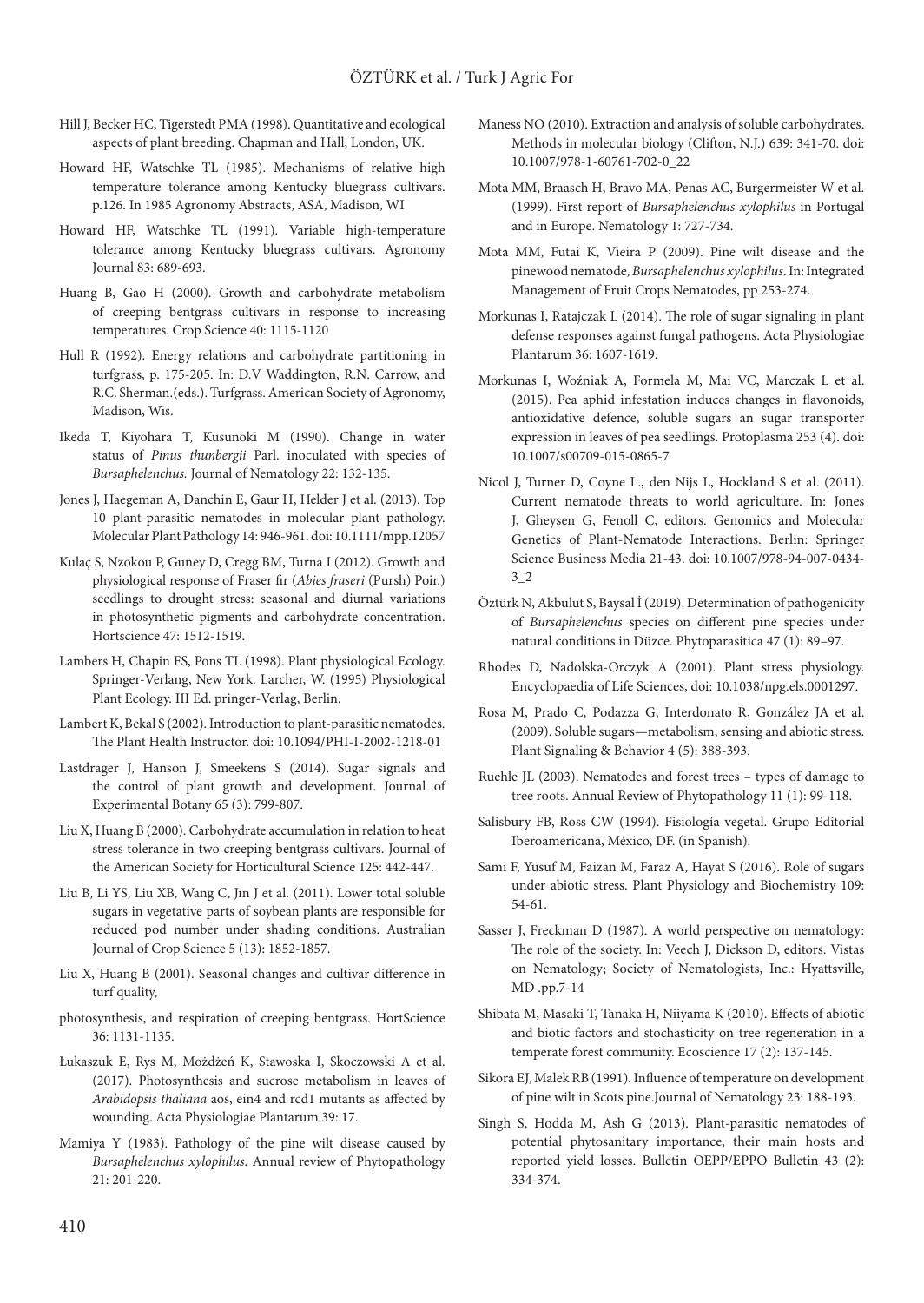Hill J, Becker HC, Tigerstedt PMA (1998). Quantitative and ecological aspects of plant breeding. Chapman and Hall, London, UK.

Howard HF, Watschke TL (1985). Mechanisms of relative high temperature tolerance among Kentucky bluegrass cultivars. p.126. In 1985 Agronomy Abstracts, ASA, Madison, WI

Howard HF, Watschke TL (1991). Variable high-temperature tolerance among Kentucky bluegrass cultivars. Agronomy Journal 83: 689-693.

Huang B, Gao H (2000). Growth and carbohydrate metabolism of creeping bentgrass cultivars in response to increasing temperatures. Crop Science 40: 1115-1120

Hull R (1992). Energy relations and carbohydrate partitioning in turfgrass, p. 175-205. In: D.V Waddington, R.N. Carrow, and R.C. Sherman.(eds.). Turfgrass. American Society of Agronomy, Madison, Wis.

Ikeda T, Kiyohara T, Kusunoki M (1990). Change in water status of *Pinus thunbergii* Parl. inoculated with species of *Bursaphelenchus.* Journal of Nematology 22: 132-135.

Jones J, Haegeman A, Danchin E, Gaur H, Helder J et al. (2013). Top 10 plant-parasitic nematodes in molecular plant pathology. Molecular Plant Pathology 14: 946-961. doi: 10.1111/mpp.12057

Kulaç S, Nzokou P, Guney D, Cregg BM, Turna I (2012). Growth and physiological response of Fraser fir (*Abies fraseri* (Pursh) Poir.) seedlings to drought stress: seasonal and diurnal variations in photosynthetic pigments and carbohydrate concentration. Hortscience 47: 1512-1519.

Lambers H, Chapin FS, Pons TL (1998). Plant physiological Ecology. Springer-Verlang, New York. Larcher, W. (1995) Physiological Plant Ecology. III Ed. pringer-Verlag, Berlin.

Lambert K, Bekal S (2002). Introduction to plant-parasitic nematodes. The Plant Health Instructor. doi: 10.1094/PHI-I-2002-1218-01

Lastdrager J, Hanson J, Smeekens S (2014). Sugar signals and the control of plant growth and development. Journal of Experimental Botany 65 (3): 799-807.

Liu X, Huang B (2000). Carbohydrate accumulation in relation to heat stress tolerance in two creeping bentgrass cultivars. Journal of the American Society for Horticultural Science 125: 442-447.

Liu B, Li YS, Liu XB, Wang C, Jın J et al. (2011). Lower total soluble sugars in vegetative parts of soybean plants are responsible for reduced pod number under shading conditions. Australian Journal of Crop Science 5 (13): 1852-1857.

Liu X, Huang B (2001). Seasonal changes and cultivar difference in turf quality,

photosynthesis, and respiration of creeping bentgrass. HortScience 36: 1131-1135.

Łukaszuk E, Rys M, Możdżeń K, Stawoska I, Skoczowski A et al. (2017). Photosynthesis and sucrose metabolism in leaves of *Arabidopsis thaliana* aos, ein4 and rcd1 mutants as affected by wounding. Acta Physiologiae Plantarum 39: 17.

Mamiya Y (1983). Pathology of the pine wilt disease caused by *Bursaphelenchus xylophilus*. Annual review of Phytopathology 21: 201-220.

Maness NO (2010). Extraction and analysis of soluble carbohydrates. Methods in molecular biology (Clifton, N.J.) 639: 341-70. doi: 10.1007/978-1-60761-702-0_22

Mota MM, Braasch H, Bravo MA, Penas AC, Burgermeister W et al. (1999). First report of *Bursaphelenchus xylophilus* in Portugal and in Europe. Nematology 1: 727-734.

Mota MM, Futai K, Vieira P (2009). Pine wilt disease and the pinewood nematode, *Bursaphelenchus xylophilus*. In: Integrated Management of Fruit Crops Nematodes, pp 253-274.

Morkunas I, Ratajczak L (2014). The role of sugar signaling in plant defense responses against fungal pathogens. Acta Physiologiae Plantarum 36: 1607-1619.

Morkunas I, Woźniak A, Formela M, Mai VC, Marczak L et al. (2015). Pea aphid infestation induces changes in flavonoids, antioxidative defence, soluble sugars an sugar transporter expression in leaves of pea seedlings. Protoplasma 253 (4). doi: 10.1007/s00709-015-0865-7

Nicol J, Turner D, Coyne L., den Nijs L, Hockland S et al. (2011). Current nematode threats to world agriculture. In: Jones J, Gheysen G, Fenoll C, editors. Genomics and Molecular Genetics of Plant-Nematode Interactions. Berlin: Springer Science Business Media 21-43. doi: 10.1007/978-94-007-0434-3_2

Öztürk N, Akbulut S, Baysal İ (2019). Determination of pathogenicity of *Bursaphelenchus* species on different pine species under natural conditions in Düzce. Phytoparasitica 47 (1): 89–97.

Rhodes D, Nadolska-Orczyk A (2001). Plant stress physiology. Encyclopaedia of Life Sciences, doi: 10.1038/npg.els.0001297.

Rosa M, Prado C, Podazza G, Interdonato R, González JA et al. (2009). Soluble sugars—metabolism, sensing and abiotic stress. Plant Signaling & Behavior 4 (5): 388-393.

Ruehle JL (2003). Nematodes and forest trees – types of damage to tree roots. Annual Review of Phytopathology 11 (1): 99-118.

Salisbury FB, Ross CW (1994). Fisiología vegetal. Grupo Editorial Iberoamericana, México, DF. (in Spanish).

Sami F, Yusuf M, Faizan M, Faraz A, Hayat S (2016). Role of sugars under abiotic stress. Plant Physiology and Biochemistry 109: 54-61.

Sasser J, Freckman D (1987). A world perspective on nematology: The role of the society. In: Veech J, Dickson D, editors. Vistas on Nematology; Society of Nematologists, Inc.: Hyattsville, MD .pp.7-14

Shibata M, Masaki T, Tanaka H, Niiyama K (2010). Effects of abiotic and biotic factors and stochasticity on tree regeneration in a temperate forest community. Ecoscience 17 (2): 137-145.

Sikora EJ, Malek RB (1991). Influence of temperature on development of pine wilt in Scots pine.Journal of Nematology 23: 188-193.

Singh S, Hodda M, Ash G (2013). Plant-parasitic nematodes of potential phytosanitary importance, their main hosts and reported yield losses. Bulletin OEPP/EPPO Bulletin 43 (2): 334-374.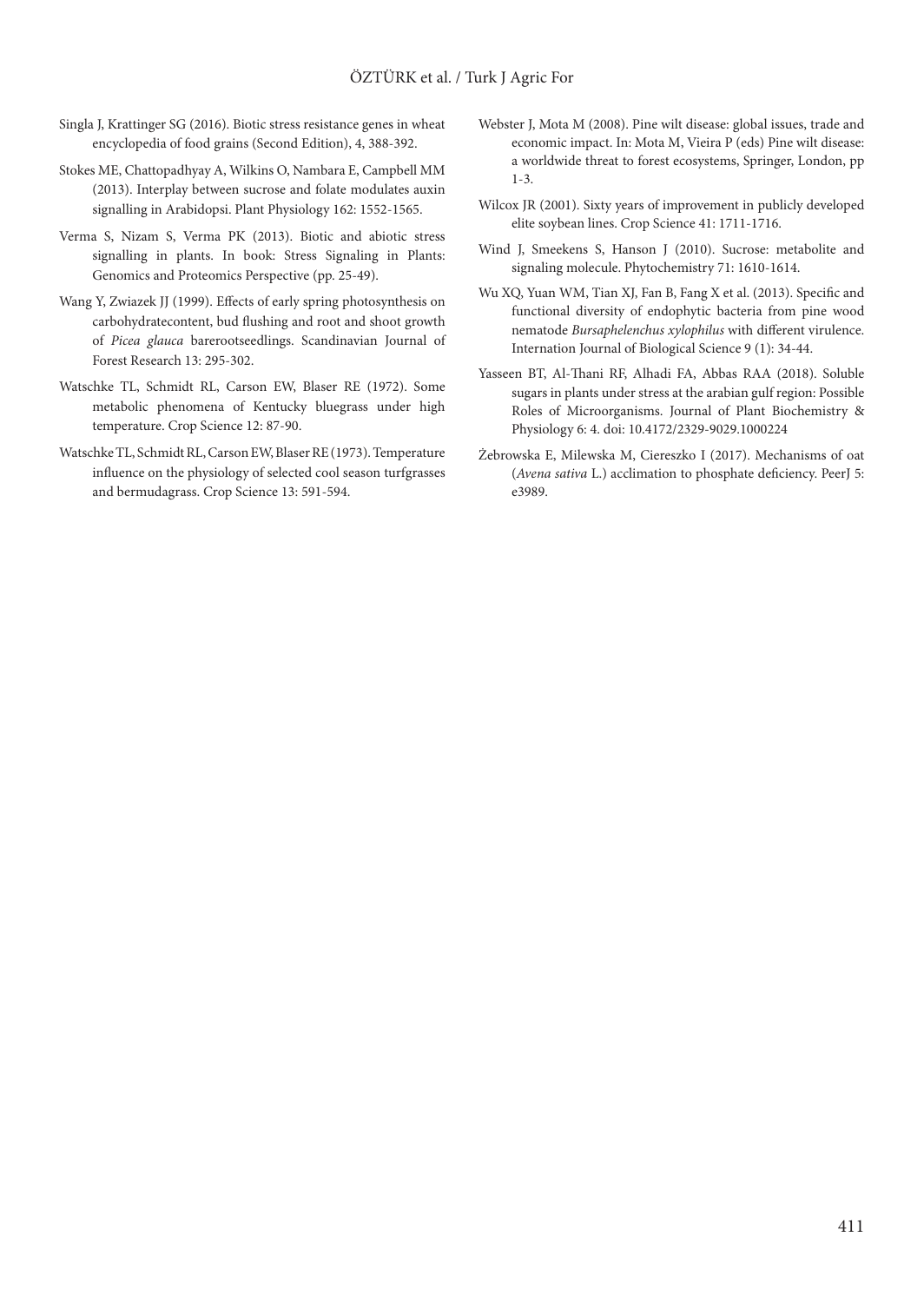Singla J, Krattinger SG (2016). Biotic stress resistance genes in wheat encyclopedia of food grains (Second Edition), 4, 388-392.

Stokes ME, Chattopadhyay A, Wilkins O, Nambara E, Campbell MM (2013). Interplay between sucrose and folate modulates auxin signalling in Arabidopsi. Plant Physiology 162: 1552-1565.

Verma S, Nizam S, Verma PK (2013). Biotic and abiotic stress signalling in plants. In book: Stress Signaling in Plants: Genomics and Proteomics Perspective (pp. 25-49).

Wang Y, Zwiazek JJ (1999). Effects of early spring photosynthesis on carbohydratecontent, bud flushing and root and shoot growth of *Picea glauca* barerootseedlings. Scandinavian Journal of Forest Research 13: 295-302.

Watschke TL, Schmidt RL, Carson EW, Blaser RE (1972). Some metabolic phenomena of Kentucky bluegrass under high temperature. Crop Science 12: 87-90.

Watschke TL, Schmidt RL, Carson EW, Blaser RE (1973). Temperature influence on the physiology of selected cool season turfgrasses and bermudagrass. Crop Science 13: 591-594.

Webster J, Mota M (2008). Pine wilt disease: global issues, trade and economic impact. In: Mota M, Vieira P (eds) Pine wilt disease: a worldwide threat to forest ecosystems, Springer, London, pp 1-3.

Wilcox JR (2001). Sixty years of improvement in publicly developed elite soybean lines. Crop Science 41: 1711-1716.

Wind J, Smeekens S, Hanson J (2010). Sucrose: metabolite and signaling molecule. Phytochemistry 71: 1610-1614.

Wu XQ, Yuan WM, Tian XJ, Fan B, Fang X et al. (2013). Specific and functional diversity of endophytic bacteria from pine wood nematode *Bursaphelenchus xylophilus* with different virulence. Internation Journal of Biological Science 9 (1): 34-44.

Yasseen BT, Al-Thani RF, Alhadi FA, Abbas RAA (2018). Soluble sugars in plants under stress at the arabian gulf region: Possible Roles of Microorganisms. Journal of Plant Biochemistry & Physiology 6: 4. doi: 10.4172/2329-9029.1000224

Żebrowska E, Milewska M, Ciereszko I (2017). Mechanisms of oat (*Avena sativa* L.) acclimation to phosphate deficiency. PeerJ 5: e3989.